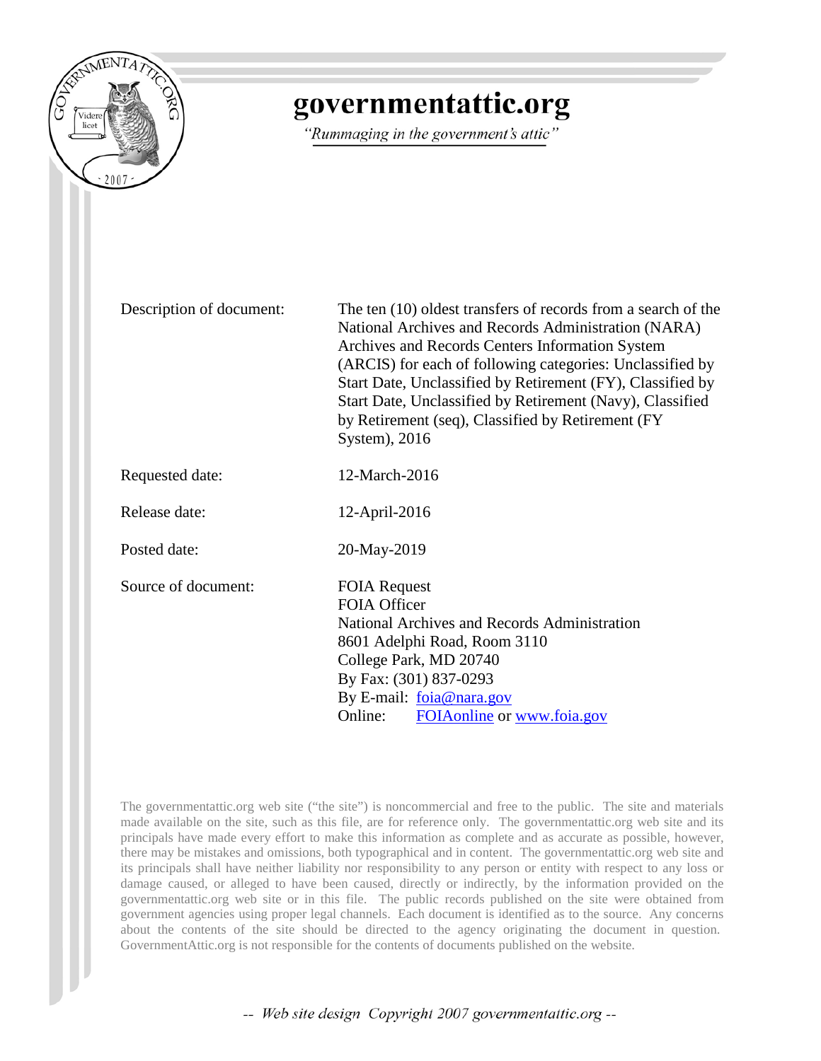# governmentattic.org

*"Rummaging in the government's attic"*

| | |
|---|---|
| Description of document: | The ten (10) oldest transfers of records from a search of the National Archives and Records Administration (NARA) Archives and Records Centers Information System (ARCIS) for each of following categories: Unclassified by Start Date, Unclassified by Retirement (FY), Classified by Start Date, Unclassified by Retirement (Navy), Classified by Retirement (seq), Classified by Retirement (FY System), 2016 |
| Requested date: | 12-March-2016 |
| Release date: | 12-April-2016 |
| Posted date: | 20-May-2019 |
| Source of document: | FOIA Request<br>FOIA Officer<br>National Archives and Records Administration<br>8601 Adelphi Road, Room 3110<br>College Park, MD 20740<br>By Fax: (301) 837-0293<br>By E-mail: foia@nara.gov<br>Online: FOIAonline or www.foia.gov |

The governmentattic.org web site ("the site") is noncommercial and free to the public. The site and materials made available on the site, such as this file, are for reference only. The governmentattic.org web site and its principals have made every effort to make this information as complete and as accurate as possible, however, there may be mistakes and omissions, both typographical and in content. The governmentattic.org web site and its principals shall have neither liability nor responsibility to any person or entity with respect to any loss or damage caused, or alleged to have been caused, directly or indirectly, by the information provided on the governmentattic.org web site or in this file. The public records published on the site were obtained from government agencies using proper legal channels. Each document is identified as to the source. Any concerns about the contents of the site should be directed to the agency originating the document in question. GovernmentAttic.org is not responsible for the contents of documents published on the website.

-- Web site design Copyright 2007 governmentattic.org --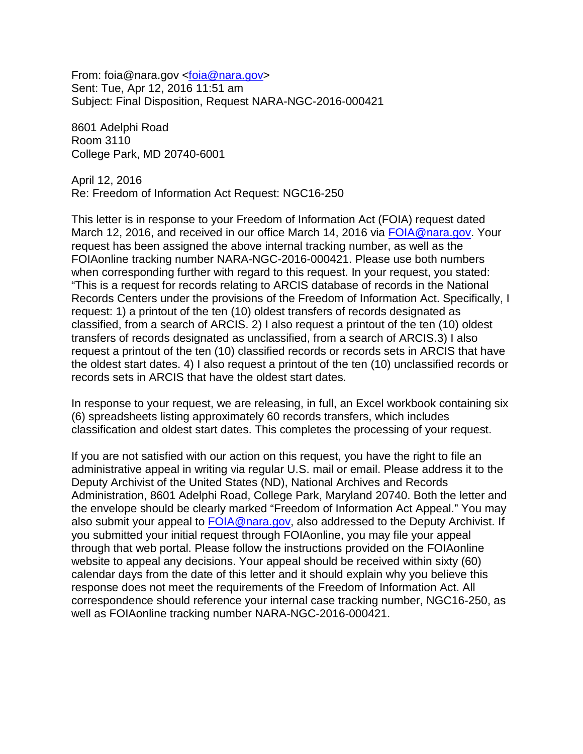From: foia@nara.gov <foia@nara.gov>
Sent: Tue, Apr 12, 2016 11:51 am
Subject: Final Disposition, Request NARA-NGC-2016-000421

8601 Adelphi Road
Room 3110
College Park, MD 20740-6001

April 12, 2016
Re: Freedom of Information Act Request: NGC16-250

This letter is in response to your Freedom of Information Act (FOIA) request dated March 12, 2016, and received in our office March 14, 2016 via FOIA@nara.gov. Your request has been assigned the above internal tracking number, as well as the FOIAonline tracking number NARA-NGC-2016-000421. Please use both numbers when corresponding further with regard to this request. In your request, you stated: "This is a request for records relating to ARCIS database of records in the National Records Centers under the provisions of the Freedom of Information Act. Specifically, I request: 1) a printout of the ten (10) oldest transfers of records designated as classified, from a search of ARCIS. 2) I also request a printout of the ten (10) oldest transfers of records designated as unclassified, from a search of ARCIS.3) I also request a printout of the ten (10) classified records or records sets in ARCIS that have the oldest start dates. 4) I also request a printout of the ten (10) unclassified records or records sets in ARCIS that have the oldest start dates.

In response to your request, we are releasing, in full, an Excel workbook containing six (6) spreadsheets listing approximately 60 records transfers, which includes classification and oldest start dates. This completes the processing of your request.

If you are not satisfied with our action on this request, you have the right to file an administrative appeal in writing via regular U.S. mail or email. Please address it to the Deputy Archivist of the United States (ND), National Archives and Records Administration, 8601 Adelphi Road, College Park, Maryland 20740. Both the letter and the envelope should be clearly marked "Freedom of Information Act Appeal." You may also submit your appeal to FOIA@nara.gov, also addressed to the Deputy Archivist. If you submitted your initial request through FOIAonline, you may file your appeal through that web portal. Please follow the instructions provided on the FOIAonline website to appeal any decisions. Your appeal should be received within sixty (60) calendar days from the date of this letter and it should explain why you believe this response does not meet the requirements of the Freedom of Information Act. All correspondence should reference your internal case tracking number, NGC16-250, as well as FOIAonline tracking number NARA-NGC-2016-000421.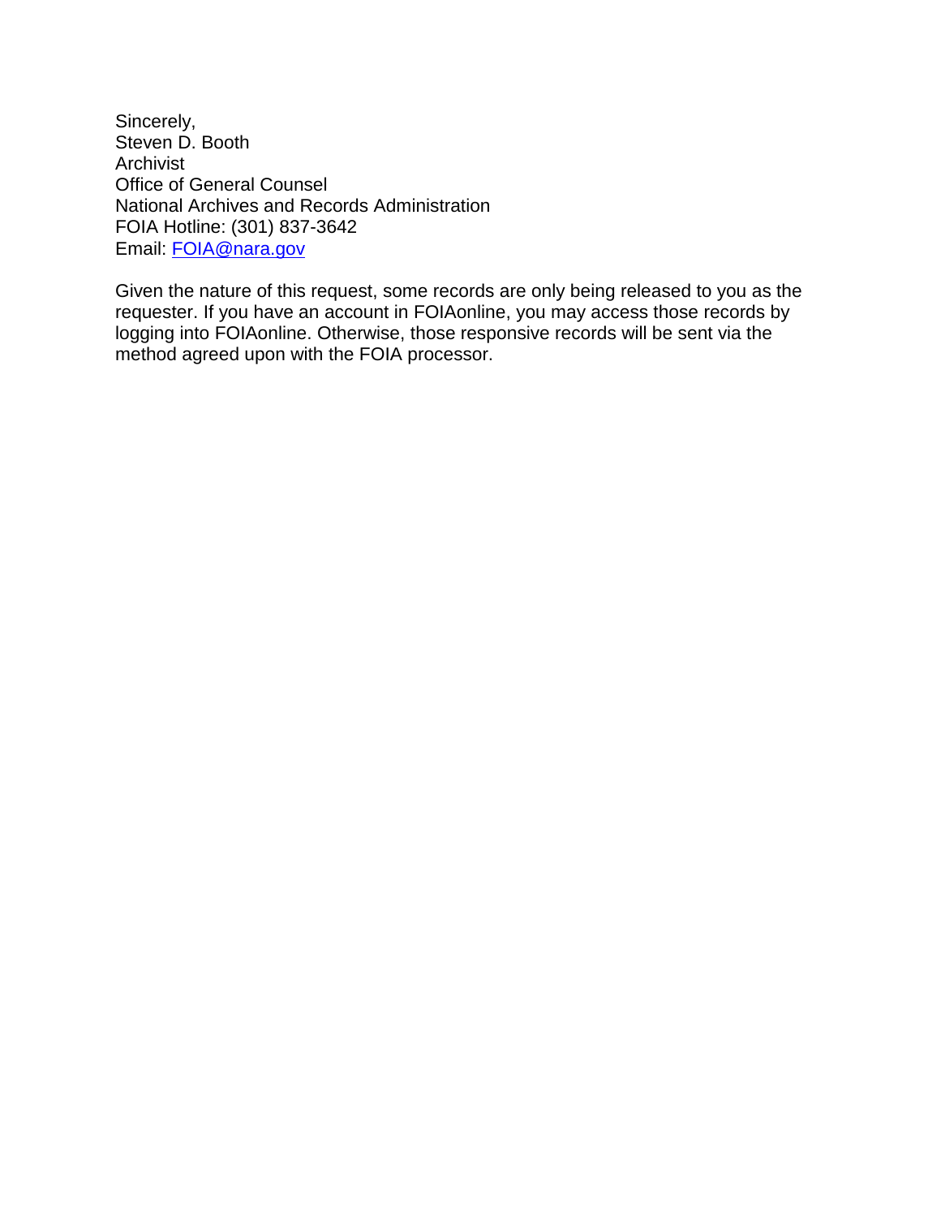Sincerely,
Steven D. Booth
Archivist
Office of General Counsel
National Archives and Records Administration
FOIA Hotline: (301) 837-3642
Email: FOIA@nara.gov

Given the nature of this request, some records are only being released to you as the requester. If you have an account in FOIAonline, you may access those records by logging into FOIAonline. Otherwise, those responsive records will be sent via the method agreed upon with the FOIA processor.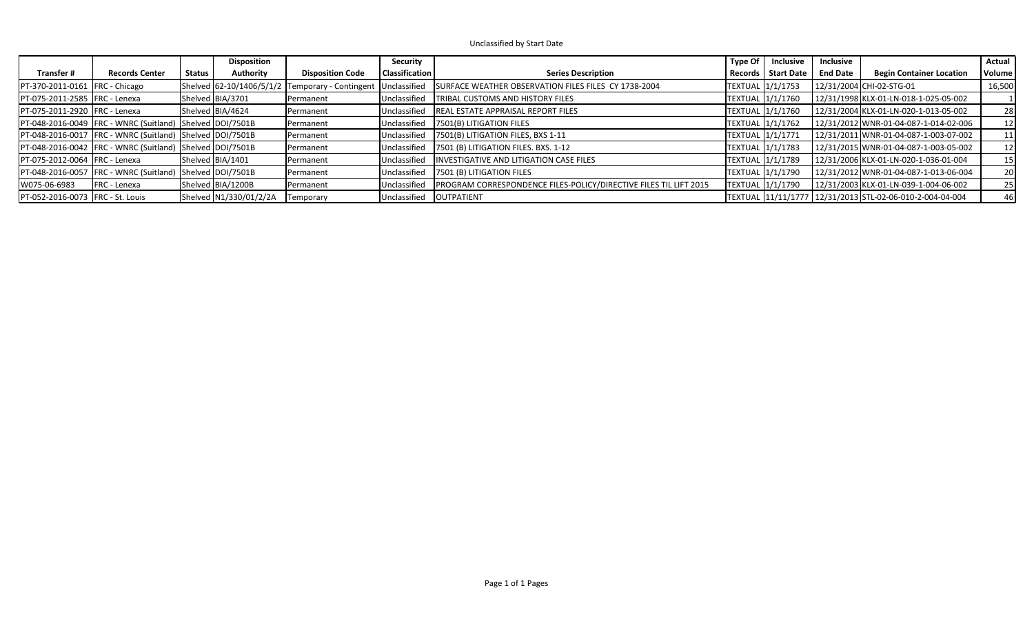Unclassified by Start Date

| Transfer # | Records Center | Status | Disposition Authority | Disposition Code | Security Classification | Series Description | Type Of Records | Inclusive Start Date | Inclusive End Date | Begin Container Location | Actual Volume |
|---|---|---|---|---|---|---|---|---|---|---|---|
| PT-370-2011-0161 | FRC - Chicago | Shelved | 62-10/1406/5/1/2 | Temporary - Contingent | Unclassified | SURFACE WEATHER OBSERVATION FILES FILES CY 1738-2004 | TEXTUAL | 1/1/1753 | 12/31/2004 | CHI-02-STG-01 | 16,500 |
| PT-075-2011-2585 | FRC - Lenexa | Shelved | BIA/3701 | Permanent | Unclassified | TRIBAL CUSTOMS AND HISTORY FILES | TEXTUAL | 1/1/1760 | 12/31/1998 | KLX-01-LN-018-1-025-05-002 | 1 |
| PT-075-2011-2920 | FRC - Lenexa | Shelved | BIA/4624 | Permanent | Unclassified | REAL ESTATE APPRAISAL REPORT FILES | TEXTUAL | 1/1/1760 | 12/31/2004 | KLX-01-LN-020-1-013-05-002 | 28 |
| PT-048-2016-0049 | FRC - WNRC (Suitland) | Shelved | DOI/7501B | Permanent | Unclassified | 7501(B) LITIGATION FILES | TEXTUAL | 1/1/1762 | 12/31/2012 | WNR-01-04-087-1-014-02-006 | 12 |
| PT-048-2016-0017 | FRC - WNRC (Suitland) | Shelved | DOI/7501B | Permanent | Unclassified | 7501(B) LITIGATION FILES, BXS 1-11 | TEXTUAL | 1/1/1771 | 12/31/2011 | WNR-01-04-087-1-003-07-002 | 11 |
| PT-048-2016-0042 | FRC - WNRC (Suitland) | Shelved | DOI/7501B | Permanent | Unclassified | 7501 (B) LITIGATION FILES. BXS. 1-12 | TEXTUAL | 1/1/1783 | 12/31/2015 | WNR-01-04-087-1-003-05-002 | 12 |
| PT-075-2012-0064 | FRC - Lenexa | Shelved | BIA/1401 | Permanent | Unclassified | INVESTIGATIVE AND LITIGATION CASE FILES | TEXTUAL | 1/1/1789 | 12/31/2006 | KLX-01-LN-020-1-036-01-004 | 15 |
| PT-048-2016-0057 | FRC - WNRC (Suitland) | Shelved | DOI/7501B | Permanent | Unclassified | 7501 (B) LITIGATION FILES | TEXTUAL | 1/1/1790 | 12/31/2012 | WNR-01-04-087-1-013-06-004 | 20 |
| W075-06-6983 | FRC - Lenexa | Shelved | BIA/1200B | Permanent | Unclassified | PROGRAM CORRESPONDENCE FILES-POLICY/DIRECTIVE FILES TIL LIFT 2015 | TEXTUAL | 1/1/1790 | 12/31/2003 | KLX-01-LN-039-1-004-06-002 | 25 |
| PT-052-2016-0073 | FRC - St. Louis | Shelved | N1/330/01/2/2A | Temporary | Unclassified | OUTPATIENT | TEXTUAL | 11/11/1777 | 12/31/2013 | STL-02-06-010-2-004-04-004 | 46 |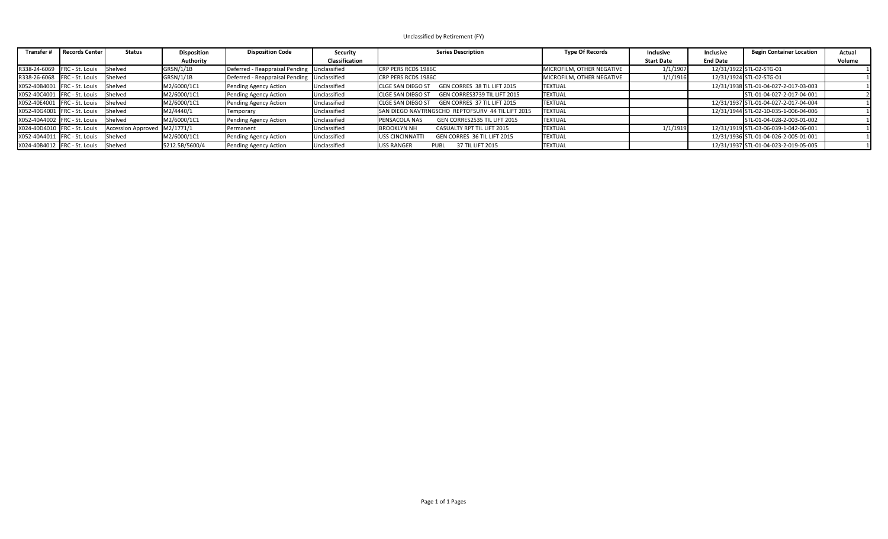Unclassified by Retirement (FY)

| Transfer # | Records Center | Status | Disposition Authority | Disposition Code | Security Classification | Series Description | Type Of Records | Inclusive Start Date | Inclusive End Date | Begin Container Location | Actual Volume |
|---|---|---|---|---|---|---|---|---|---|---|---|
| R338-24-6069 | FRC - St. Louis | Shelved | GRSN/1/1B | Deferred - Reappraisal Pending | Unclassified | CRP PERS RCDS 1986C | MICROFILM, OTHER NEGATIVE | 1/1/1907 | 12/31/1922 | STL-02-STG-01 | 1 |
| R338-26-6068 | FRC - St. Louis | Shelved | GRSN/1/1B | Deferred - Reappraisal Pending | Unclassified | CRP PERS RCDS 1986C | MICROFILM, OTHER NEGATIVE | 1/1/1916 | 12/31/1924 | STL-02-STG-01 | 1 |
| X052-40B4001 | FRC - St. Louis | Shelved | M2/6000/1C1 | Pending Agency Action | Unclassified | CLGE SAN DIEGO ST GEN CORRES 38 TIL LIFT 2015 | TEXTUAL | | 12/31/1938 | STL-01-04-027-2-017-03-003 | 1 |
| X052-40C4001 | FRC - St. Louis | Shelved | M2/6000/1C1 | Pending Agency Action | Unclassified | CLGE SAN DIEGO ST GEN CORRES3739 TIL LIFT 2015 | TEXTUAL | | | STL-01-04-027-2-017-04-001 | 2 |
| X052-40E4001 | FRC - St. Louis | Shelved | M2/6000/1C1 | Pending Agency Action | Unclassified | CLGE SAN DIEGO ST GEN CORRES 37 TIL LIFT 2015 | TEXTUAL | | 12/31/1937 | STL-01-04-027-2-017-04-004 | 1 |
| X052-40G4001 | FRC - St. Louis | Shelved | M2/4440/1 | Temporary | Unclassified | SAN DIEGO NAVTRNGSCHO REPTOFSURV 44 TIL LIFT 2015 | TEXTUAL | | 12/31/1944 | STL-02-10-035-1-006-04-006 | 1 |
| X052-40A4002 | FRC - St. Louis | Shelved | M2/6000/1C1 | Pending Agency Action | Unclassified | PENSACOLA NAS GEN CORRES2535 TIL LIFT 2015 | TEXTUAL | | | STL-01-04-028-2-003-01-002 | 1 |
| X024-40D4010 | FRC - St. Louis | Accession Approved | M2/1771/1 | Permanent | Unclassified | BROOKLYN NH CASUALTY RPT TIL LIFT 2015 | TEXTUAL | 1/1/1919 | 12/31/1919 | STL-03-06-039-1-042-06-001 | 1 |
| X052-40A4011 | FRC - St. Louis | Shelved | M2/6000/1C1 | Pending Agency Action | Unclassified | USS CINCINNATTI GEN CORRES 36 TIL LIFT 2015 | TEXTUAL | | 12/31/1936 | STL-01-04-026-2-005-01-001 | 1 |
| X024-40B4012 | FRC - St. Louis | Shelved | 5212.5B/5600/4 | Pending Agency Action | Unclassified | USS RANGER PUBL 37 TIL LIFT 2015 | TEXTUAL | | 12/31/1937 | STL-01-04-023-2-019-05-005 | 1 |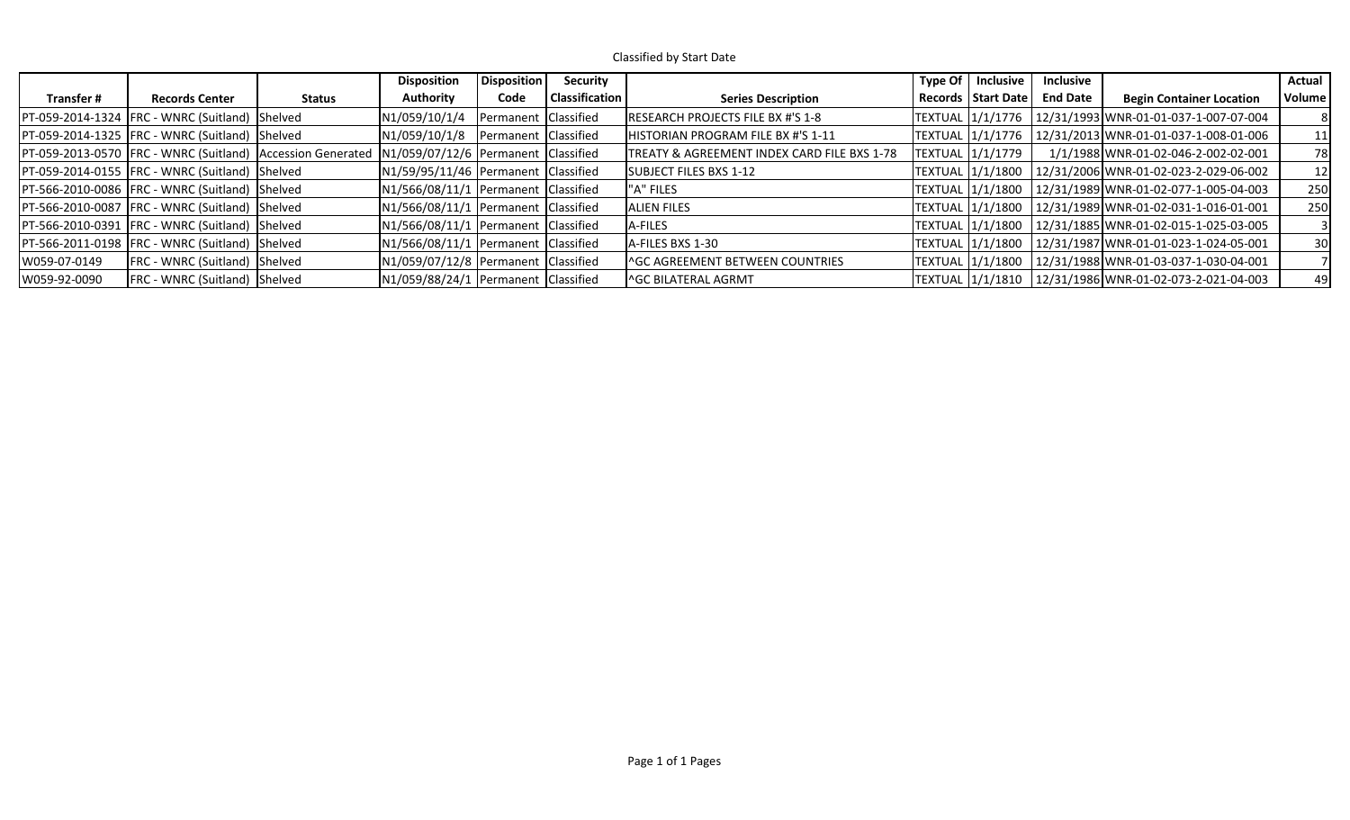Classified by Start Date

| Transfer # | Records Center | Status | Disposition Authority | Disposition Code | Security Classification | Series Description | Type Of Records | Inclusive Start Date | Inclusive End Date | Begin Container Location | Actual Volume |
|---|---|---|---|---|---|---|---|---|---|---|---|
| PT-059-2014-1324 | FRC - WNRC (Suitland) | Shelved | N1/059/10/1/4 | Permanent | Classified | RESEARCH PROJECTS FILE BX #'S 1-8 | TEXTUAL | 1/1/1776 | 12/31/1993 | WNR-01-01-037-1-007-07-004 | 8 |
| PT-059-2014-1325 | FRC - WNRC (Suitland) | Shelved | N1/059/10/1/8 | Permanent | Classified | HISTORIAN PROGRAM FILE BX #'S 1-11 | TEXTUAL | 1/1/1776 | 12/31/2013 | WNR-01-01-037-1-008-01-006 | 11 |
| PT-059-2013-0570 | FRC - WNRC (Suitland) | Accession Generated | N1/059/07/12/6 | Permanent | Classified | TREATY & AGREEMENT INDEX CARD FILE BXS 1-78 | TEXTUAL | 1/1/1779 | 1/1/1988 | WNR-01-02-046-2-002-02-001 | 78 |
| PT-059-2014-0155 | FRC - WNRC (Suitland) | Shelved | N1/59/95/11/46 | Permanent | Classified | SUBJECT FILES BXS 1-12 | TEXTUAL | 1/1/1800 | 12/31/2006 | WNR-01-02-023-2-029-06-002 | 12 |
| PT-566-2010-0086 | FRC - WNRC (Suitland) | Shelved | N1/566/08/11/1 | Permanent | Classified | "A" FILES | TEXTUAL | 1/1/1800 | 12/31/1989 | WNR-01-02-077-1-005-04-003 | 250 |
| PT-566-2010-0087 | FRC - WNRC (Suitland) | Shelved | N1/566/08/11/1 | Permanent | Classified | ALIEN FILES | TEXTUAL | 1/1/1800 | 12/31/1989 | WNR-01-02-031-1-016-01-001 | 250 |
| PT-566-2010-0391 | FRC - WNRC (Suitland) | Shelved | N1/566/08/11/1 | Permanent | Classified | A-FILES | TEXTUAL | 1/1/1800 | 12/31/1885 | WNR-01-02-015-1-025-03-005 | 3 |
| PT-566-2011-0198 | FRC - WNRC (Suitland) | Shelved | N1/566/08/11/1 | Permanent | Classified | A-FILES BXS 1-30 | TEXTUAL | 1/1/1800 | 12/31/1987 | WNR-01-01-023-1-024-05-001 | 30 |
| W059-07-0149 | FRC - WNRC (Suitland) | Shelved | N1/059/07/12/8 | Permanent | Classified | ^GC AGREEMENT BETWEEN COUNTRIES | TEXTUAL | 1/1/1800 | 12/31/1988 | WNR-01-03-037-1-030-04-001 | 7 |
| W059-92-0090 | FRC - WNRC (Suitland) | Shelved | N1/059/88/24/1 | Permanent | Classified | ^GC BILATERAL AGRMT | TEXTUAL | 1/1/1810 | 12/31/1986 | WNR-01-02-073-2-021-04-003 | 49 |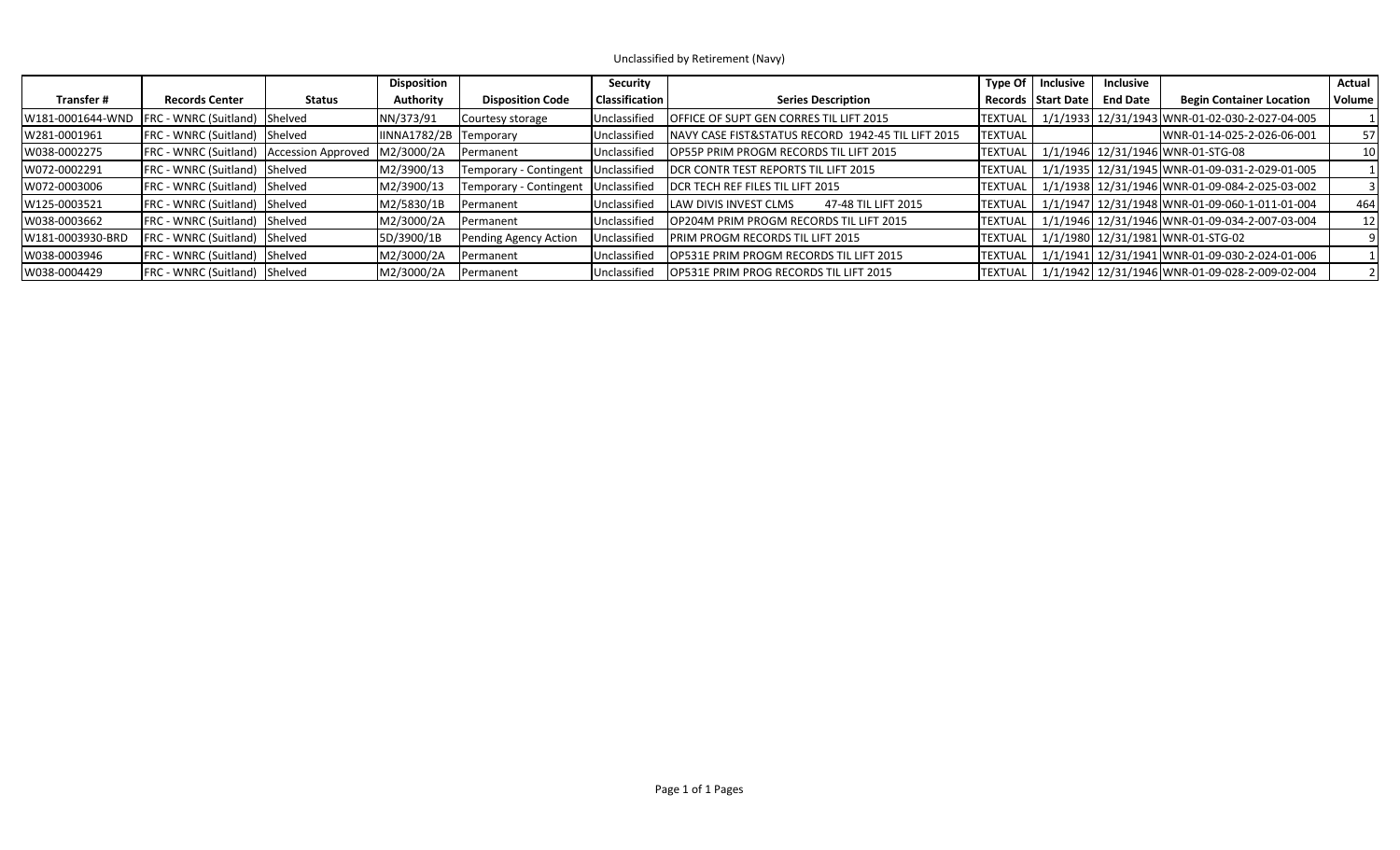Unclassified by Retirement (Navy)

| Transfer # | Records Center | Status | Disposition Authority | Disposition Code | Security Classification | Series Description | Type Of Records | Inclusive Start Date | Inclusive End Date | Begin Container Location | Actual Volume |
|---|---|---|---|---|---|---|---|---|---|---|---|
| W181-0001644-WND | FRC - WNRC (Suitland) | Shelved | NN/373/91 | Courtesy storage | Unclassified | OFFICE OF SUPT GEN CORRES TIL LIFT 2015 | TEXTUAL | 1/1/1933 | 12/31/1943 | WNR-01-02-030-2-027-04-005 | 1 |
| W281-0001961 | FRC - WNRC (Suitland) | Shelved | IINNA1782/2B | Temporary | Unclassified | NAVY CASE FIST&STATUS RECORD 1942-45 TIL LIFT 2015 | TEXTUAL | | | WNR-01-14-025-2-026-06-001 | 57 |
| W038-0002275 | FRC - WNRC (Suitland) | Accession Approved | M2/3000/2A | Permanent | Unclassified | OP55P PRIM PROGM RECORDS TIL LIFT 2015 | TEXTUAL | 1/1/1946 | 12/31/1946 | WNR-01-STG-08 | 10 |
| W072-0002291 | FRC - WNRC (Suitland) | Shelved | M2/3900/13 | Temporary - Contingent | Unclassified | DCR CONTR TEST REPORTS TIL LIFT 2015 | TEXTUAL | 1/1/1935 | 12/31/1945 | WNR-01-09-031-2-029-01-005 | 1 |
| W072-0003006 | FRC - WNRC (Suitland) | Shelved | M2/3900/13 | Temporary - Contingent | Unclassified | DCR TECH REF FILES TIL LIFT 2015 | TEXTUAL | 1/1/1938 | 12/31/1946 | WNR-01-09-084-2-025-03-002 | 3 |
| W125-0003521 | FRC - WNRC (Suitland) | Shelved | M2/5830/1B | Permanent | Unclassified | LAW DIVIS INVEST CLMS 47-48 TIL LIFT 2015 | TEXTUAL | 1/1/1947 | 12/31/1948 | WNR-01-09-060-1-011-01-004 | 464 |
| W038-0003662 | FRC - WNRC (Suitland) | Shelved | M2/3000/2A | Permanent | Unclassified | OP204M PRIM PROGM RECORDS TIL LIFT 2015 | TEXTUAL | 1/1/1946 | 12/31/1946 | WNR-01-09-034-2-007-03-004 | 12 |
| W181-0003930-BRD | FRC - WNRC (Suitland) | Shelved | 5D/3900/1B | Pending Agency Action | Unclassified | PRIM PROGM RECORDS TIL LIFT 2015 | TEXTUAL | 1/1/1980 | 12/31/1981 | WNR-01-STG-02 | 9 |
| W038-0003946 | FRC - WNRC (Suitland) | Shelved | M2/3000/2A | Permanent | Unclassified | OP531E PRIM PROGM RECORDS TIL LIFT 2015 | TEXTUAL | 1/1/1941 | 12/31/1941 | WNR-01-09-030-2-024-01-006 | 1 |
| W038-0004429 | FRC - WNRC (Suitland) | Shelved | M2/3000/2A | Permanent | Unclassified | OP531E PRIM PROG RECORDS TIL LIFT 2015 | TEXTUAL | 1/1/1942 | 12/31/1946 | WNR-01-09-028-2-009-02-004 | 2 |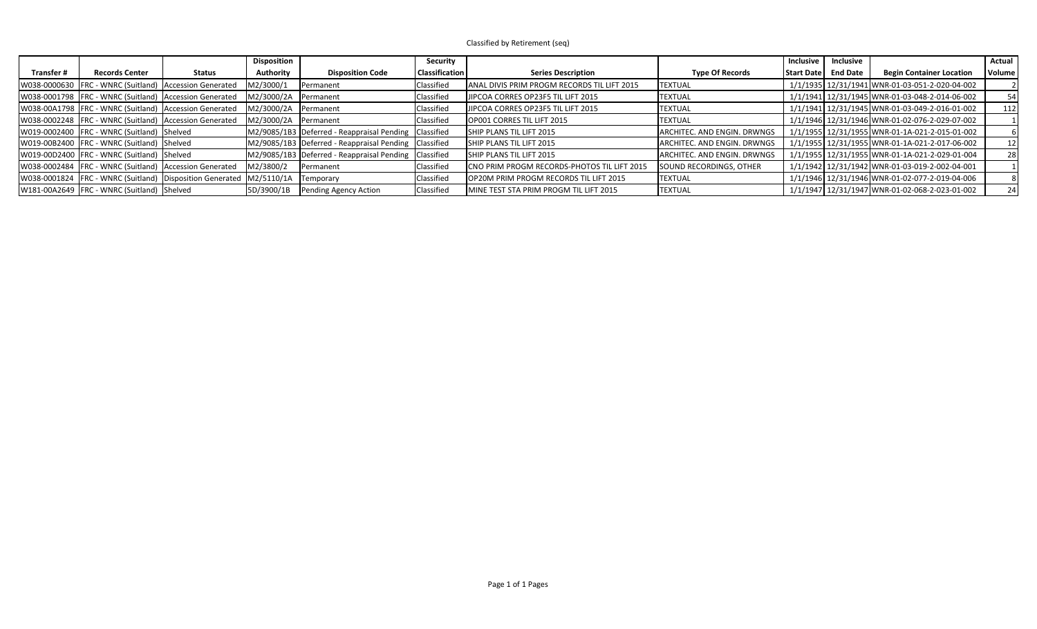Classified by Retirement (seq)

| Transfer # | Records Center | Status | Disposition Authority | Disposition Code | Security Classification | Series Description | Type Of Records | Inclusive Start Date | Inclusive End Date | Begin Container Location | Actual Volume |
|---|---|---|---|---|---|---|---|---|---|---|---|
| W038-0000630 | FRC - WNRC (Suitland) | Accession Generated | M2/3000/1 | Permanent | Classified | ANAL DIVIS PRIM PROGM RECORDS TIL LIFT 2015 | TEXTUAL | 1/1/1935 | 12/31/1941 | WNR-01-03-051-2-020-04-002 | 2 |
| W038-0001798 | FRC - WNRC (Suitland) | Accession Generated | M2/3000/2A | Permanent | Classified | JIPCOA CORRES OP23F5 TIL LIFT 2015 | TEXTUAL | 1/1/1941 | 12/31/1945 | WNR-01-03-048-2-014-06-002 | 54 |
| W038-00A1798 | FRC - WNRC (Suitland) | Accession Generated | M2/3000/2A | Permanent | Classified | JIPCOA CORRES OP23F5 TIL LIFT 2015 | TEXTUAL | 1/1/1941 | 12/31/1945 | WNR-01-03-049-2-016-01-002 | 112 |
| W038-0002248 | FRC - WNRC (Suitland) | Accession Generated | M2/3000/2A | Permanent | Classified | OP001 CORRES TIL LIFT 2015 | TEXTUAL | 1/1/1946 | 12/31/1946 | WNR-01-02-076-2-029-07-002 | 1 |
| W019-0002400 | FRC - WNRC (Suitland) | Shelved | M2/9085/1B3 | Deferred - Reappraisal Pending | Classified | SHIP PLANS TIL LIFT 2015 | ARCHITEC. AND ENGIN. DRWNGS | 1/1/1955 | 12/31/1955 | WNR-01-1A-021-2-015-01-002 | 6 |
| W019-00B2400 | FRC - WNRC (Suitland) | Shelved | M2/9085/1B3 | Deferred - Reappraisal Pending | Classified | SHIP PLANS TIL LIFT 2015 | ARCHITEC. AND ENGIN. DRWNGS | 1/1/1955 | 12/31/1955 | WNR-01-1A-021-2-017-06-002 | 12 |
| W019-00D2400 | FRC - WNRC (Suitland) | Shelved | M2/9085/1B3 | Deferred - Reappraisal Pending | Classified | SHIP PLANS TIL LIFT 2015 | ARCHITEC. AND ENGIN. DRWNGS | 1/1/1955 | 12/31/1955 | WNR-01-1A-021-2-029-01-004 | 28 |
| W038-0002484 | FRC - WNRC (Suitland) | Accession Generated | M2/3800/2 | Permanent | Classified | CNO PRIM PROGM RECORDS-PHOTOS TIL LIFT 2015 | SOUND RECORDINGS, OTHER | 1/1/1942 | 12/31/1942 | WNR-01-03-019-2-002-04-001 | 1 |
| W038-0001824 | FRC - WNRC (Suitland) | Disposition Generated | M2/5110/1A | Temporary | Classified | OP20M PRIM PROGM RECORDS TIL LIFT 2015 | TEXTUAL | 1/1/1946 | 12/31/1946 | WNR-01-02-077-2-019-04-006 | 8 |
| W181-00A2649 | FRC - WNRC (Suitland) | Shelved | 5D/3900/1B | Pending Agency Action | Classified | MINE TEST STA PRIM PROGM TIL LIFT 2015 | TEXTUAL | 1/1/1947 | 12/31/1947 | WNR-01-02-068-2-023-01-002 | 24 |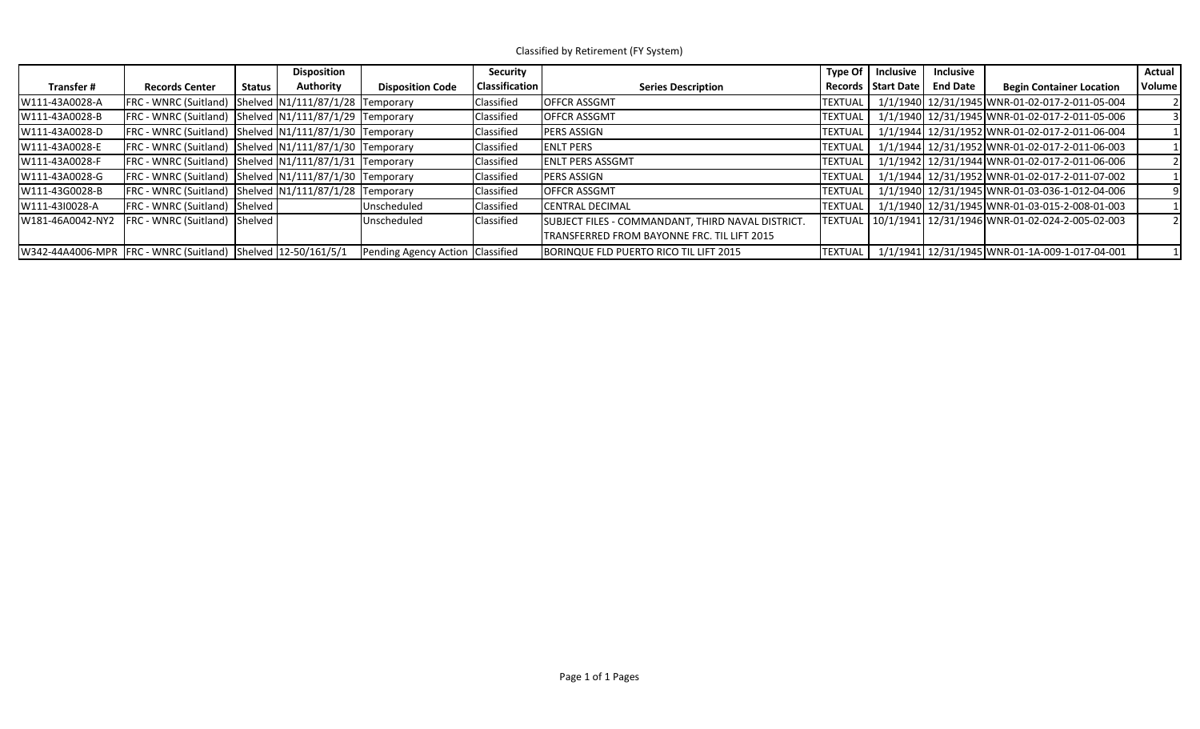Classified by Retirement (FY System)

| Transfer # | Records Center | Status | Disposition Authority | Disposition Code | Security Classification | Series Description | Type Of Records | Inclusive Start Date | Inclusive End Date | Begin Container Location | Actual Volume |
|---|---|---|---|---|---|---|---|---|---|---|---|
| W111-43A0028-A | FRC - WNRC (Suitland) | Shelved | N1/111/87/1/28 | Temporary | Classified | OFFCR ASSGMT | TEXTUAL | 1/1/1940 | 12/31/1945 | WNR-01-02-017-2-011-05-004 | 2 |
| W111-43A0028-B | FRC - WNRC (Suitland) | Shelved | N1/111/87/1/29 | Temporary | Classified | OFFCR ASSGMT | TEXTUAL | 1/1/1940 | 12/31/1945 | WNR-01-02-017-2-011-05-006 | 3 |
| W111-43A0028-D | FRC - WNRC (Suitland) | Shelved | N1/111/87/1/30 | Temporary | Classified | PERS ASSIGN | TEXTUAL | 1/1/1944 | 12/31/1952 | WNR-01-02-017-2-011-06-004 | 1 |
| W111-43A0028-E | FRC - WNRC (Suitland) | Shelved | N1/111/87/1/30 | Temporary | Classified | ENLT PERS | TEXTUAL | 1/1/1944 | 12/31/1952 | WNR-01-02-017-2-011-06-003 | 1 |
| W111-43A0028-F | FRC - WNRC (Suitland) | Shelved | N1/111/87/1/31 | Temporary | Classified | ENLT PERS ASSGMT | TEXTUAL | 1/1/1942 | 12/31/1944 | WNR-01-02-017-2-011-06-006 | 2 |
| W111-43A0028-G | FRC - WNRC (Suitland) | Shelved | N1/111/87/1/30 | Temporary | Classified | PERS ASSIGN | TEXTUAL | 1/1/1944 | 12/31/1952 | WNR-01-02-017-2-011-07-002 | 1 |
| W111-43G0028-B | FRC - WNRC (Suitland) | Shelved | N1/111/87/1/28 | Temporary | Classified | OFFCR ASSGMT | TEXTUAL | 1/1/1940 | 12/31/1945 | WNR-01-03-036-1-012-04-006 | 9 |
| W111-43I0028-A | FRC - WNRC (Suitland) | Shelved | | Unscheduled | Classified | CENTRAL DECIMAL | TEXTUAL | 1/1/1940 | 12/31/1945 | WNR-01-03-015-2-008-01-003 | 1 |
| W181-46A0042-NY2 | FRC - WNRC (Suitland) | Shelved | | Unscheduled | Classified | SUBJECT FILES - COMMANDANT, THIRD NAVAL DISTRICT. TRANSFERRED FROM BAYONNE FRC. TIL LIFT 2015 | TEXTUAL | 10/1/1941 | 12/31/1946 | WNR-01-02-024-2-005-02-003 | 2 |
| W342-44A4006-MPR | FRC - WNRC (Suitland) | Shelved | 12-50/161/5/1 | Pending Agency Action | Classified | BORINQUE FLD PUERTO RICO TIL LIFT 2015 | TEXTUAL | 1/1/1941 | 12/31/1945 | WNR-01-1A-009-1-017-04-001 | 1 |